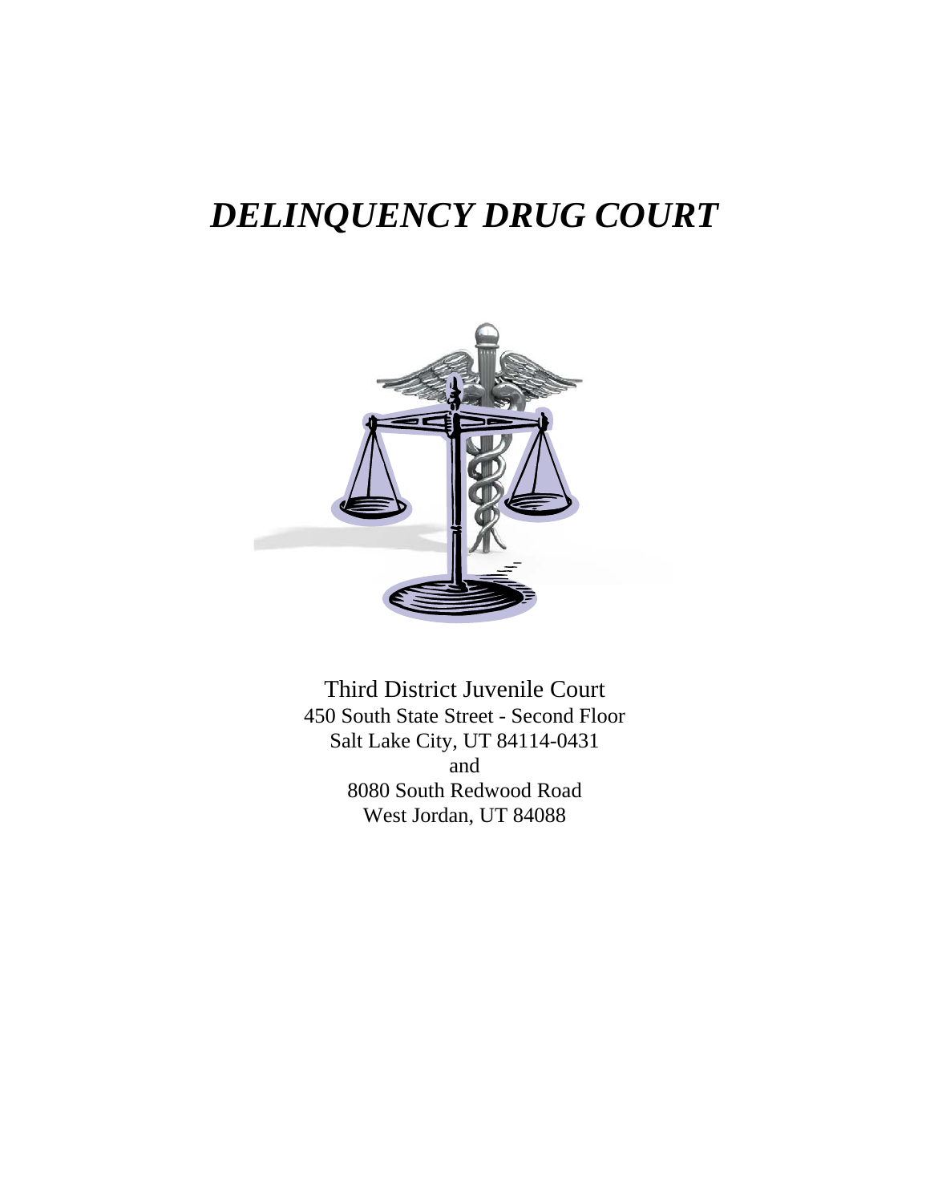# *DELINQUENCY DRUG COURT*

Third District Juvenile Court
450 South State Street - Second Floor
Salt Lake City, UT 84114-0431
and
8080 South Redwood Road
West Jordan, UT 84088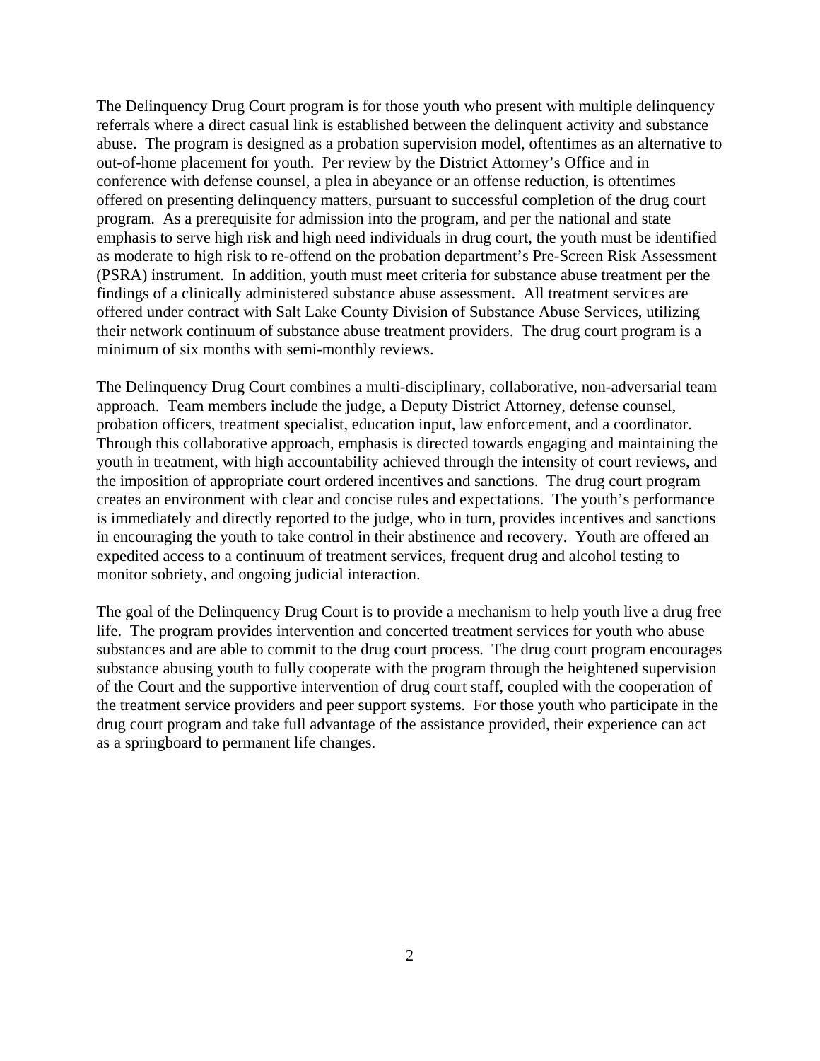The Delinquency Drug Court program is for those youth who present with multiple delinquency referrals where a direct casual link is established between the delinquent activity and substance abuse. The program is designed as a probation supervision model, oftentimes as an alternative to out-of-home placement for youth. Per review by the District Attorney's Office and in conference with defense counsel, a plea in abeyance or an offense reduction, is oftentimes offered on presenting delinquency matters, pursuant to successful completion of the drug court program. As a prerequisite for admission into the program, and per the national and state emphasis to serve high risk and high need individuals in drug court, the youth must be identified as moderate to high risk to re-offend on the probation department's Pre-Screen Risk Assessment (PSRA) instrument. In addition, youth must meet criteria for substance abuse treatment per the findings of a clinically administered substance abuse assessment. All treatment services are offered under contract with Salt Lake County Division of Substance Abuse Services, utilizing their network continuum of substance abuse treatment providers. The drug court program is a minimum of six months with semi-monthly reviews.

The Delinquency Drug Court combines a multi-disciplinary, collaborative, non-adversarial team approach. Team members include the judge, a Deputy District Attorney, defense counsel, probation officers, treatment specialist, education input, law enforcement, and a coordinator. Through this collaborative approach, emphasis is directed towards engaging and maintaining the youth in treatment, with high accountability achieved through the intensity of court reviews, and the imposition of appropriate court ordered incentives and sanctions. The drug court program creates an environment with clear and concise rules and expectations. The youth's performance is immediately and directly reported to the judge, who in turn, provides incentives and sanctions in encouraging the youth to take control in their abstinence and recovery. Youth are offered an expedited access to a continuum of treatment services, frequent drug and alcohol testing to monitor sobriety, and ongoing judicial interaction.

The goal of the Delinquency Drug Court is to provide a mechanism to help youth live a drug free life. The program provides intervention and concerted treatment services for youth who abuse substances and are able to commit to the drug court process. The drug court program encourages substance abusing youth to fully cooperate with the program through the heightened supervision of the Court and the supportive intervention of drug court staff, coupled with the cooperation of the treatment service providers and peer support systems. For those youth who participate in the drug court program and take full advantage of the assistance provided, their experience can act as a springboard to permanent life changes.